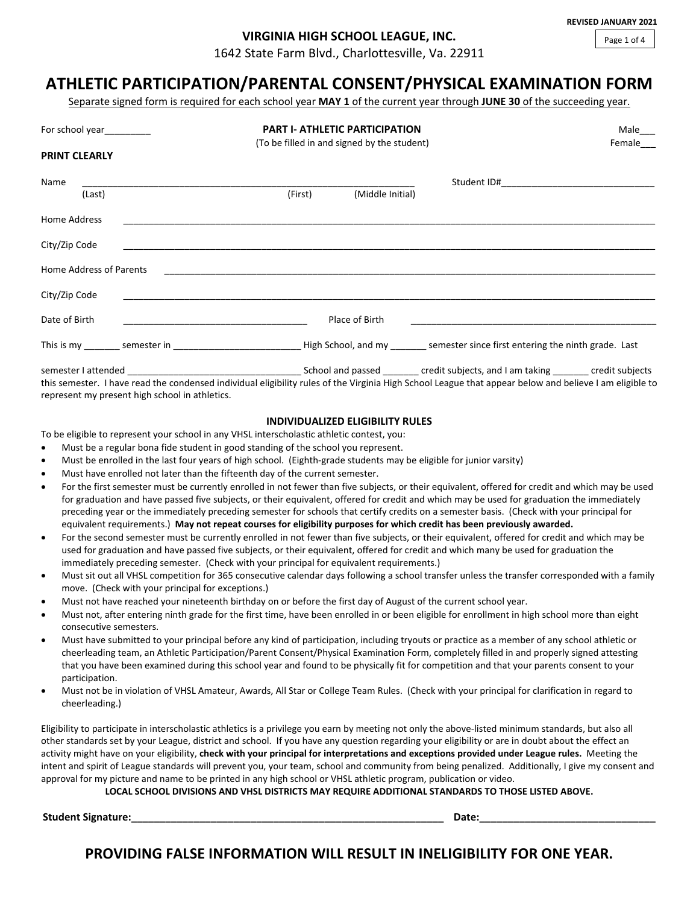REVISED JANUARY 2021

**VIRGINIA HIGH SCHOOL LEAGUE, INC.**

1642 State Farm Blvd., Charlottesville, Va. 22911

# ATHLETIC PARTICIPATION/PARENTAL CONSENT/PHYSICAL EXAMINATION FORM

Separate signed form is required for each school year **MAY 1** of the current year through **JUNE 30** of the succeeding year.

For school year_________

## PART I- ATHLETIC PARTICIPATION

(To be filled in and signed by the student)

Male___

Female___

**PRINT CLEARLY**

Name ____________________________________________________________________ Student ID#______________________________

(Last) (First) (Middle Initial)

Home Address ______________________________________________________________________________________________

City/Zip Code ______________________________________________________________________________________________

Home Address of Parents ______________________________________________________________________________________

City/Zip Code ______________________________________________________________________________________________

Date of Birth ____________________________________ Place of Birth ____________________________________________

This is my _______ semester in _________________________ High School, and my _______ semester since first entering the ninth grade. Last semester I attended __________________________________ School and passed _______ credit subjects, and I am taking _______ credit subjects this semester. I have read the condensed individual eligibility rules of the Virginia High School League that appear below and believe I am eligible to represent my present high school in athletics.

### INDIVIDUALIZED ELIGIBILITY RULES

To be eligible to represent your school in any VHSL interscholastic athletic contest, you:

- Must be a regular bona fide student in good standing of the school you represent.
- Must be enrolled in the last four years of high school. (Eighth-grade students may be eligible for junior varsity)
- Must have enrolled not later than the fifteenth day of the current semester.
- For the first semester must be currently enrolled in not fewer than five subjects, or their equivalent, offered for credit and which may be used for graduation and have passed five subjects, or their equivalent, offered for credit and which may be used for graduation the immediately preceding year or the immediately preceding semester for schools that certify credits on a semester basis. (Check with your principal for equivalent requirements.) **May not repeat courses for eligibility purposes for which credit has been previously awarded.**
- For the second semester must be currently enrolled in not fewer than five subjects, or their equivalent, offered for credit and which may be used for graduation and have passed five subjects, or their equivalent, offered for credit and which many be used for graduation the immediately preceding semester. (Check with your principal for equivalent requirements.)
- Must sit out all VHSL competition for 365 consecutive calendar days following a school transfer unless the transfer corresponded with a family move. (Check with your principal for exceptions.)
- Must not have reached your nineteenth birthday on or before the first day of August of the current school year.
- Must not, after entering ninth grade for the first time, have been enrolled in or been eligible for enrollment in high school more than eight consecutive semesters.
- Must have submitted to your principal before any kind of participation, including tryouts or practice as a member of any school athletic or cheerleading team, an Athletic Participation/Parent Consent/Physical Examination Form, completely filled in and properly signed attesting that you have been examined during this school year and found to be physically fit for competition and that your parents consent to your participation.
- Must not be in violation of VHSL Amateur, Awards, All Star or College Team Rules. (Check with your principal for clarification in regard to cheerleading.)

Eligibility to participate in interscholastic athletics is a privilege you earn by meeting not only the above-listed minimum standards, but also all other standards set by your League, district and school. If you have any question regarding your eligibility or are in doubt about the effect an activity might have on your eligibility, **check with your principal for interpretations and exceptions provided under League rules.** Meeting the intent and spirit of League standards will prevent you, your team, school and community from being penalized. Additionally, I give my consent and approval for my picture and name to be printed in any high school or VHSL athletic program, publication or video.

**LOCAL SCHOOL DIVISIONS AND VHSL DISTRICTS MAY REQUIRE ADDITIONAL STANDARDS TO THOSE LISTED ABOVE.**

**Student Signature:__________________________________________________________ Date:_______________________________**

## PROVIDING FALSE INFORMATION WILL RESULT IN INELIGIBILITY FOR ONE YEAR.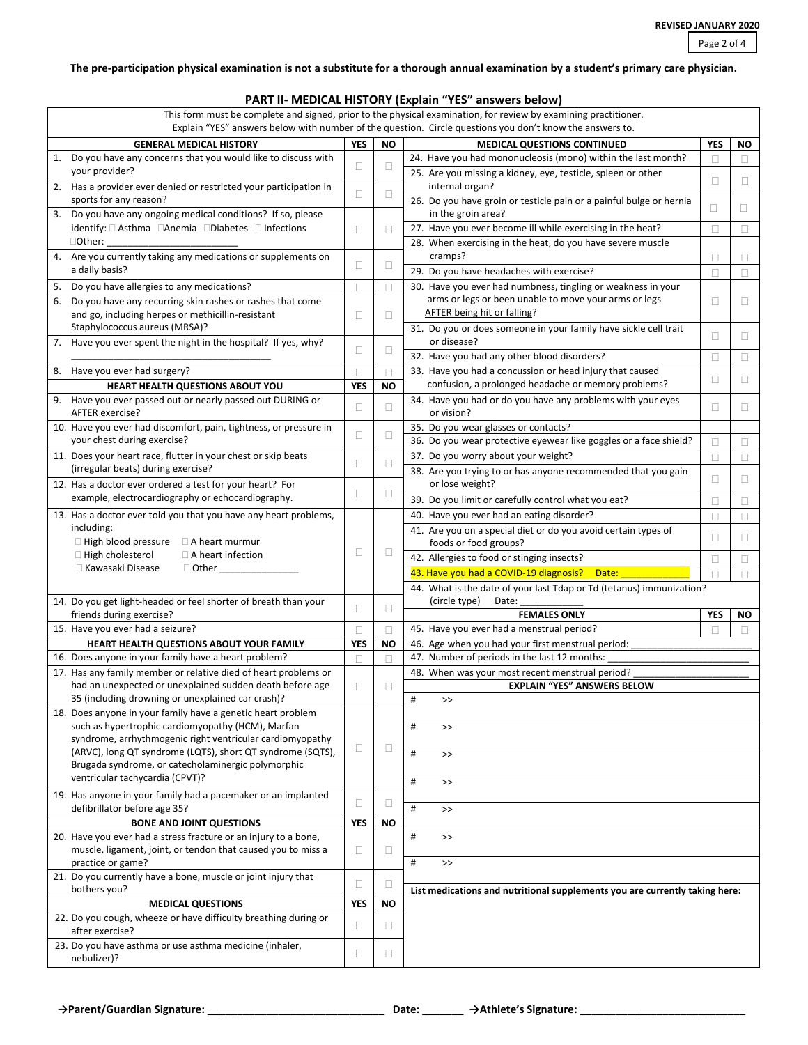**The pre-participation physical examination is not a substitute for a thorough annual examination by a student's primary care physician.**

## PART II- MEDICAL HISTORY (Explain "YES" answers below)

This form must be complete and signed, prior to the physical examination, for review by examining practitioner.
Explain "YES" answers below with number of the question. Circle questions you don't know the answers to.

| GENERAL MEDICAL HISTORY | YES | NO |
|---|---|---|
| 1. Do you have any concerns that you would like to discuss with your provider? | ☐ | ☐ |
| 2. Has a provider ever denied or restricted your participation in sports for any reason? | ☐ | ☐ |
| 3. Do you have any ongoing medical conditions? If so, please identify: ☐ Asthma ☐Anemia ☐Diabetes ☐ Infections ☐Other: ________________________ | ☐ | ☐ |
| 4. Are you currently taking any medications or supplements on a daily basis? | ☐ | ☐ |
| 5. Do you have allergies to any medications? | ☐ | ☐ |
| 6. Do you have any recurring skin rashes or rashes that come and go, including herpes or methicillin-resistant Staphylococcus aureus (MRSA)? | ☐ | ☐ |
| 7. Have you ever spent the night in the hospital? If yes, why? ___________________________________ | ☐ | ☐ |
| 8. Have you ever had surgery? | ☐ | ☐ |
| **HEART HEALTH QUESTIONS ABOUT YOU** | **YES** | **NO** |
| 9. Have you ever passed out or nearly passed out DURING or AFTER exercise? | ☐ | ☐ |
| 10. Have you ever had discomfort, pain, tightness, or pressure in your chest during exercise? | ☐ | ☐ |
| 11. Does your heart race, flutter in your chest or skip beats (irregular beats) during exercise? | ☐ | ☐ |
| 12. Has a doctor ever ordered a test for your heart? For example, electrocardiography or echocardiography. | ☐ | ☐ |
| 13. Has a doctor ever told you that you have any heart problems, including: ☐ High blood pressure ☐ A heart murmur ☐ High cholesterol ☐ A heart infection ☐ Kawasaki Disease ☐ Other _______________ | ☐ | ☐ |
| 14. Do you get light-headed or feel shorter of breath than your friends during exercise? | ☐ | ☐ |
| 15. Have you ever had a seizure? | ☐ | ☐ |
| **HEART HEALTH QUESTIONS ABOUT YOUR FAMILY** | **YES** | **NO** |
| 16. Does anyone in your family have a heart problem? | ☐ | ☐ |
| 17. Has any family member or relative died of heart problems or had an unexpected or unexplained sudden death before age 35 (including drowning or unexplained car crash)? | ☐ | ☐ |
| 18. Does anyone in your family have a genetic heart problem such as hypertrophic cardiomyopathy (HCM), Marfan syndrome, arrhythmogenic right ventricular cardiomyopathy (ARVC), long QT syndrome (LQTS), short QT syndrome (SQTS), Brugada syndrome, or catecholaminergic polymorphic ventricular tachycardia (CPVT)? | ☐ | ☐ |
| 19. Has anyone in your family had a pacemaker or an implanted defibrillator before age 35? | ☐ | ☐ |
| **BONE AND JOINT QUESTIONS** | **YES** | **NO** |
| 20. Have you ever had a stress fracture or an injury to a bone, muscle, ligament, joint, or tendon that caused you to miss a practice or game? | ☐ | ☐ |
| 21. Do you currently have a bone, muscle or joint injury that bothers you? | ☐ | ☐ |
| **MEDICAL QUESTIONS** | **YES** | **NO** |
| 22. Do you cough, wheeze or have difficulty breathing during or after exercise? | ☐ | ☐ |
| 23. Do you have asthma or use asthma medicine (inhaler, nebulizer)? | ☐ | ☐ |

| MEDICAL QUESTIONS CONTINUED | YES | NO |
|---|---|---|
| 24. Have you had mononucleosis (mono) within the last month? | ☐ | ☐ |
| 25. Are you missing a kidney, eye, testicle, spleen or other internal organ? | ☐ | ☐ |
| 26. Do you have groin or testicle pain or a painful bulge or hernia in the groin area? | ☐ | ☐ |
| 27. Have you ever become ill while exercising in the heat? | ☐ | ☐ |
| 28. When exercising in the heat, do you have severe muscle cramps? | ☐ | ☐ |
| 29. Do you have headaches with exercise? | ☐ | ☐ |
| 30. Have you ever had numbness, tingling or weakness in your arms or legs or been unable to move your arms or legs AFTER being hit or falling? | ☐ | ☐ |
| 31. Do you or does someone in your family have sickle cell trait or disease? | ☐ | ☐ |
| 32. Have you had any other blood disorders? | ☐ | ☐ |
| 33. Have you had a concussion or head injury that caused confusion, a prolonged headache or memory problems? | ☐ | ☐ |
| 34. Have you had or do you have any problems with your eyes or vision? | ☐ | ☐ |
| 35. Do you wear glasses or contacts? | | |
| 36. Do you wear protective eyewear like goggles or a face shield? | ☐ | ☐ |
| 37. Do you worry about your weight? | ☐ | ☐ |
| 38. Are you trying to or has anyone recommended that you gain or lose weight? | ☐ | ☐ |
| 39. Do you limit or carefully control what you eat? | ☐ | ☐ |
| 40. Have you ever had an eating disorder? | ☐ | ☐ |
| 41. Are you on a special diet or do you avoid certain types of foods or food groups? | ☐ | ☐ |
| 42. Allergies to food or stinging insects? | ☐ | ☐ |
| 43. Have you had a COVID-19 diagnosis? Date: ____________ | ☐ | ☐ |
| 44. What is the date of your last Tdap or Td (tetanus) immunization? (circle type) Date: ____________ | | |
| **FEMALES ONLY** | **YES** | **NO** |
| 45. Have you ever had a menstrual period? | ☐ | ☐ |
| 46. Age when you had your first menstrual period: ________________________ | | |
| 47. Number of periods in the last 12 months: ____________________________ | | |
| 48. When was your most recent menstrual period? _____________________ | | |

**EXPLAIN "YES" ANSWERS BELOW**

| # | >> |
|---|---|
| # | >> |
| # | >> |
| # | >> |
| # | >> |
| # | >> |
| # | >> |

**List medications and nutritional supplements you are currently taking here:**

**→Parent/Guardian Signature:** _____________________________ **Date:** _______ **→Athlete's Signature:** ___________________________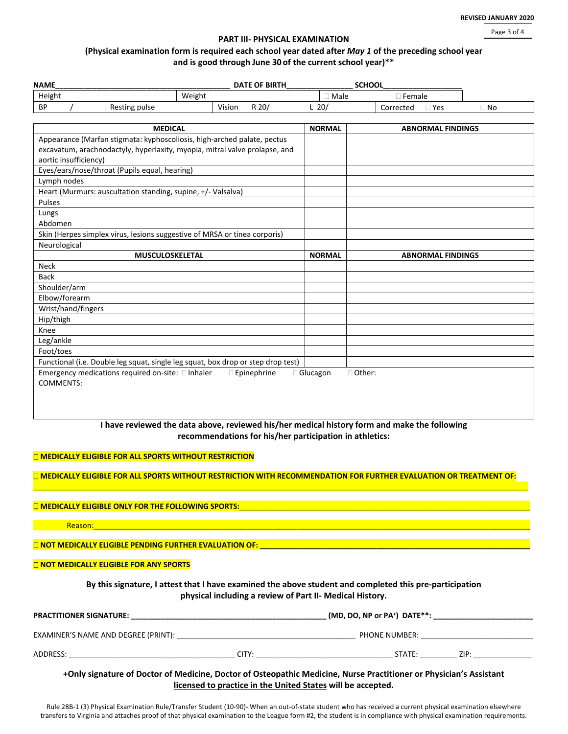REVISED JANUARY 2020

## PART III- PHYSICAL EXAMINATION

**(Physical examination form is required each school year dated after *May 1* of the preceding school year and is good through June 30 of the current school year)\*\***

**NAME**_________________________________________ **DATE OF BIRTH**________________ **SCHOOL**___________________

| Height | | Weight | | ☐ Male | ☐ Female | |
|---|---|---|---|---|---|---|
| BP / | Resting pulse | Vision R 20/ | L 20/ | Corrected ☐ Yes | ☐ No | |

| MEDICAL | NORMAL | ABNORMAL FINDINGS |
|---|---|---|
| Appearance (Marfan stigmata: kyphoscoliosis, high-arched palate, pectus excavatum, arachnodactyly, hyperlaxity, myopia, mitral valve prolapse, and aortic insufficiency) | | |
| Eyes/ears/nose/throat (Pupils equal, hearing) | | |
| Lymph nodes | | |
| Heart (Murmurs: auscultation standing, supine, +/- Valsalva) | | |
| Pulses | | |
| Lungs | | |
| Abdomen | | |
| Skin (Herpes simplex virus, lesions suggestive of MRSA or tinea corporis) | | |
| Neurological | | |
| **MUSCULOSKELETAL** | **NORMAL** | **ABNORMAL FINDINGS** |
| Neck | | |
| Back | | |
| Shoulder/arm | | |
| Elbow/forearm | | |
| Wrist/hand/fingers | | |
| Hip/thigh | | |
| Knee | | |
| Leg/ankle | | |
| Foot/toes | | |
| Functional (i.e. Double leg squat, single leg squat, box drop or step drop test) | | |
| Emergency medications required on-site: ☐ Inhaler ☐ Epinephrine | ☐ Glucagon | ☐ Other: |
| COMMENTS: | | |

**I have reviewed the data above, reviewed his/her medical history form and make the following recommendations for his/her participation in athletics:**

**☐ MEDICALLY ELIGIBLE FOR ALL SPORTS WITHOUT RESTRICTION**

**☐ MEDICALLY ELIGIBLE FOR ALL SPORTS WITHOUT RESTRICTION WITH RECOMMENDATION FOR FURTHER EVALUATION OR TREATMENT OF:** ______________________________________________________________________

**☐ MEDICALLY ELIGIBLE ONLY FOR THE FOLLOWING SPORTS:**______________________________________________

Reason:______________________________________________________________________

**☐ NOT MEDICALLY ELIGIBLE PENDING FURTHER EVALUATION OF:** ______________________________________

**☐ NOT MEDICALLY ELIGIBLE FOR ANY SPORTS**

**By this signature, I attest that I have examined the above student and completed this pre-participation physical including a review of Part II- Medical History.**

**PRACTITIONER SIGNATURE:** ______________________________________ **(MD, DO, NP or PA+) DATE\*\*:** ____________________

EXAMINER'S NAME AND DEGREE (PRINT): ____________________________________ PHONE NUMBER: ______________________

ADDRESS: ________________________________ CITY: ___________________________ STATE: ________ ZIP: ____________

**+Only signature of Doctor of Medicine, Doctor of Osteopathic Medicine, Nurse Practitioner or Physician's Assistant licensed to practice in the United States will be accepted.**

Rule 28B-1 (3) Physical Examination Rule/Transfer Student (10-90)- When an out-of-state student who has received a current physical examination elsewhere transfers to Virginia and attaches proof of that physical examination to the League form #2, the student is in compliance with physical examination requirements.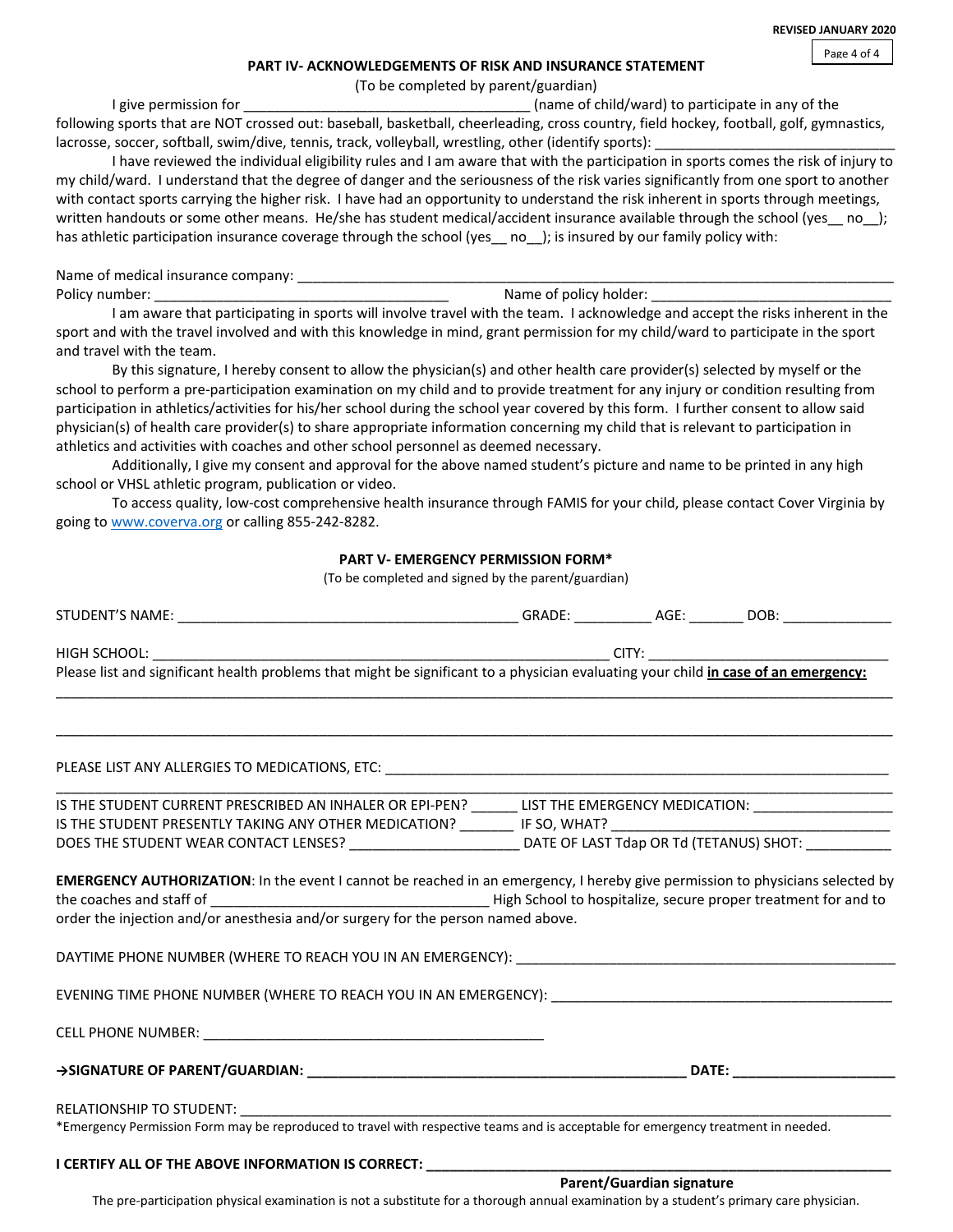## PART IV- ACKNOWLEDGEMENTS OF RISK AND INSURANCE STATEMENT

(To be completed by parent/guardian)

I give permission for ____________________________________ (name of child/ward) to participate in any of the following sports that are NOT crossed out: baseball, basketball, cheerleading, cross country, field hockey, football, golf, gymnastics, lacrosse, soccer, softball, swim/dive, tennis, track, volleyball, wrestling, other (identify sports): ______________________________

I have reviewed the individual eligibility rules and I am aware that with the participation in sports comes the risk of injury to my child/ward. I understand that the degree of danger and the seriousness of the risk varies significantly from one sport to another with contact sports carrying the higher risk. I have had an opportunity to understand the risk inherent in sports through meetings, written handouts or some other means. He/she has student medical/accident insurance available through the school (yes__ no__); has athletic participation insurance coverage through the school (yes__ no__); is insured by our family policy with:

Name of medical insurance company: ________________________________________________________________________________

Policy number: _____________________________________ Name of policy holder: ______________________________

I am aware that participating in sports will involve travel with the team. I acknowledge and accept the risks inherent in the sport and with the travel involved and with this knowledge in mind, grant permission for my child/ward to participate in the sport and travel with the team.

By this signature, I hereby consent to allow the physician(s) and other health care provider(s) selected by myself or the school to perform a pre-participation examination on my child and to provide treatment for any injury or condition resulting from participation in athletics/activities for his/her school during the school year covered by this form. I further consent to allow said physician(s) of health care provider(s) to share appropriate information concerning my child that is relevant to participation in athletics and activities with coaches and other school personnel as deemed necessary.

Additionally, I give my consent and approval for the above named student's picture and name to be printed in any high school or VHSL athletic program, publication or video.

To access quality, low-cost comprehensive health insurance through FAMIS for your child, please contact Cover Virginia by going to www.coverva.org or calling 855-242-8282.

## PART V- EMERGENCY PERMISSION FORM*

(To be completed and signed by the parent/guardian)

STUDENT'S NAME: ___________________________________________ GRADE: __________ AGE: _______ DOB: ______________

HIGH SCHOOL: ____________________________________________________________ CITY: ______________________________

Please list and significant health problems that might be significant to a physician evaluating your child **in case of an emergency:**

________________________________________________________________________________________________________

________________________________________________________________________________________________________

PLEASE LIST ANY ALLERGIES TO MEDICATIONS, ETC: ____________________________________________________________________

________________________________________________________________________________________________________

IS THE STUDENT CURRENT PRESCRIBED AN INHALER OR EPI-PEN? ______ LIST THE EMERGENCY MEDICATION: _________________

IS THE STUDENT PRESENTLY TAKING ANY OTHER MEDICATION? _______ IF SO, WHAT? ___________________________________

DOES THE STUDENT WEAR CONTACT LENSES? _____________________ DATE OF LAST Tdap OR Td (TETANUS) SHOT: ___________

**EMERGENCY AUTHORIZATION**: In the event I cannot be reached in an emergency, I hereby give permission to physicians selected by the coaches and staff of ___________________________________ High School to hospitalize, secure proper treatment for and to order the injection and/or anesthesia and/or surgery for the person named above.

DAYTIME PHONE NUMBER (WHERE TO REACH YOU IN AN EMERGENCY): _______________________________________________

EVENING TIME PHONE NUMBER (WHERE TO REACH YOU IN AN EMERGENCY): ___________________________________________

CELL PHONE NUMBER: ____________________________________________

**→SIGNATURE OF PARENT/GUARDIAN: _______________________________________________ DATE: ____________________**

RELATIONSHIP TO STUDENT: ____________________________________________________________________________________

*Emergency Permission Form may be reproduced to travel with respective teams and is acceptable for emergency treatment in needed.

**I CERTIFY ALL OF THE ABOVE INFORMATION IS CORRECT: ____________________________________________________________**

**Parent/Guardian signature**

The pre-participation physical examination is not a substitute for a thorough annual examination by a student's primary care physician.